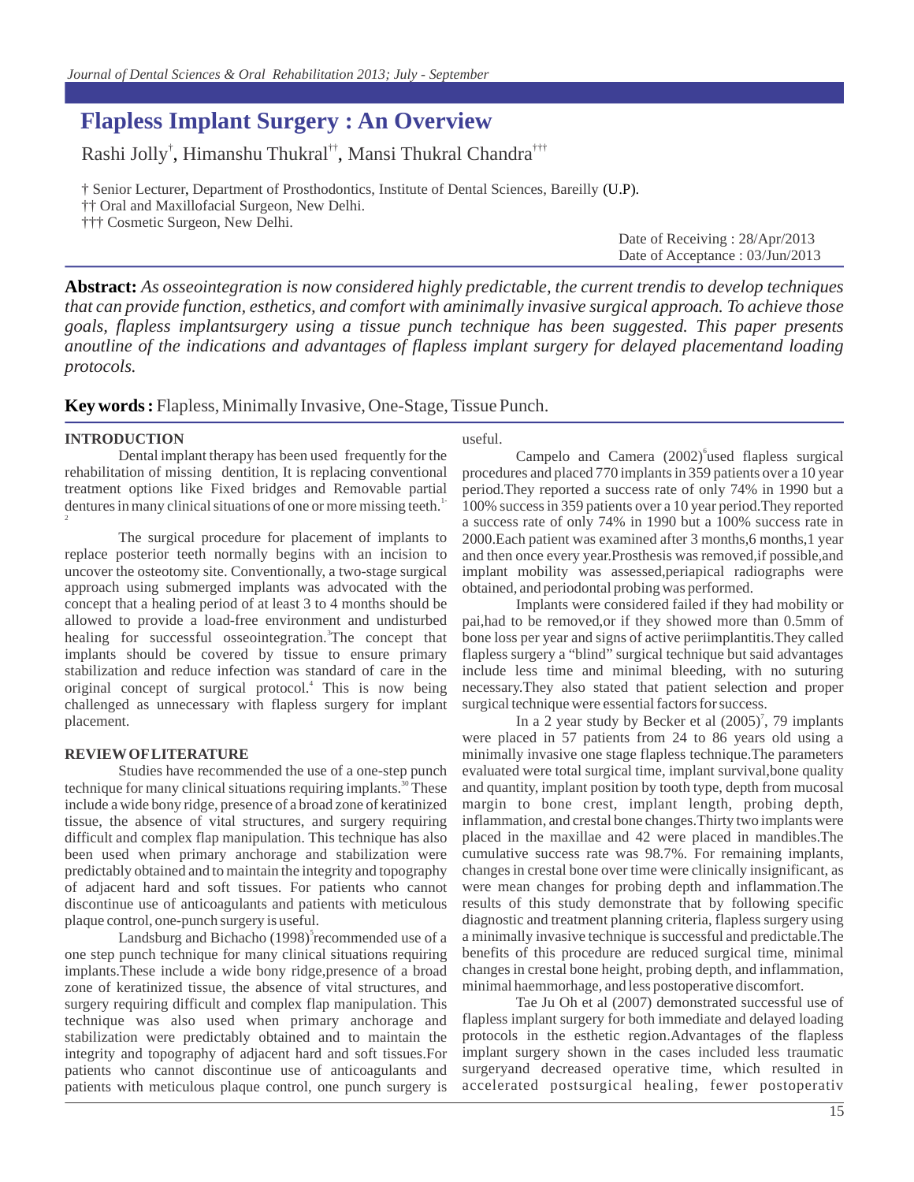# Flapless Implant Surgery : An Overview

Rashi Jolly[†], Himanshu Thukral[††], Mansi Thukral Chandra[†††]

† Senior Lecturer, Department of Prosthodontics, Institute of Dental Sciences, Bareilly (U.P).
†† Oral and Maxillofacial Surgeon, New Delhi.
††† Cosmetic Surgeon, New Delhi.

Date of Receiving : 28/Apr/2013
Date of Acceptance : 03/Jun/2013

**Abstract:** *As osseointegration is now considered highly predictable, the current trendis to develop techniques that can provide function, esthetics, and comfort with aminimally invasive surgical approach. To achieve those goals, flapless implantsurgery using a tissue punch technique has been suggested. This paper presents anoutline of the indications and advantages of flapless implant surgery for delayed placementand loading protocols.*

**Key words :** Flapless, Minimally Invasive, One-Stage, Tissue Punch.

## INTRODUCTION

Dental implant therapy has been used frequently for the rehabilitation of missing dentition, It is replacing conventional treatment options like Fixed bridges and Removable partial dentures in many clinical situations of one or more missing teeth.[1-2]

The surgical procedure for placement of implants to replace posterior teeth normally begins with an incision to uncover the osteotomy site. Conventionally, a two-stage surgical approach using submerged implants was advocated with the concept that a healing period of at least 3 to 4 months should be allowed to provide a load-free environment and undisturbed healing for successful osseointegration.[3]The concept that implants should be covered by tissue to ensure primary stabilization and reduce infection was standard of care in the original concept of surgical protocol.[4] This is now being challenged as unnecessary with flapless surgery for implant placement.

## REVIEW OF LITERATURE

Studies have recommended the use of a one-step punch technique for many clinical situations requiring implants.[30] These include a wide bony ridge, presence of a broad zone of keratinized tissue, the absence of vital structures, and surgery requiring difficult and complex flap manipulation. This technique has also been used when primary anchorage and stabilization were predictably obtained and to maintain the integrity and topography of adjacent hard and soft tissues. For patients who cannot discontinue use of anticoagulants and patients with meticulous plaque control, one-punch surgery is useful.

Landsburg and Bichacho (1998)[5]recommended use of a one step punch technique for many clinical situations requiring implants.These include a wide bony ridge,presence of a broad zone of keratinized tissue, the absence of vital structures, and surgery requiring difficult and complex flap manipulation. This technique was also used when primary anchorage and stabilization were predictably obtained and to maintain the integrity and topography of adjacent hard and soft tissues.For patients who cannot discontinue use of anticoagulants and patients with meticulous plaque control, one punch surgery is useful.

Campelo and Camera (2002)[6]used flapless surgical procedures and placed 770 implants in 359 patients over a 10 year period.They reported a success rate of only 74% in 1990 but a 100% success in 359 patients over a 10 year period.They reported a success rate of only 74% in 1990 but a 100% success rate in 2000.Each patient was examined after 3 months,6 months,1 year and then once every year.Prosthesis was removed,if possible,and implant mobility was assessed,periapical radiographs were obtained, and periodontal probing was performed.

Implants were considered failed if they had mobility or pai,had to be removed,or if they showed more than 0.5mm of bone loss per year and signs of active periimplantitis.They called flapless surgery a "blind" surgical technique but said advantages include less time and minimal bleeding, with no suturing necessary.They also stated that patient selection and proper surgical technique were essential factors for success.

In a 2 year study by Becker et al (2005)[7], 79 implants were placed in 57 patients from 24 to 86 years old using a minimally invasive one stage flapless technique.The parameters evaluated were total surgical time, implant survival,bone quality and quantity, implant position by tooth type, depth from mucosal margin to bone crest, implant length, probing depth, inflammation, and crestal bone changes.Thirty two implants were placed in the maxillae and 42 were placed in mandibles.The cumulative success rate was 98.7%. For remaining implants, changes in crestal bone over time were clinically insignificant, as were mean changes for probing depth and inflammation.The results of this study demonstrate that by following specific diagnostic and treatment planning criteria, flapless surgery using a minimally invasive technique is successful and predictable.The benefits of this procedure are reduced surgical time, minimal changes in crestal bone height, probing depth, and inflammation, minimal haemmorhage, and less postoperative discomfort.

Tae Ju Oh et al (2007) demonstrated successful use of flapless implant surgery for both immediate and delayed loading protocols in the esthetic region.Advantages of the flapless implant surgery shown in the cases included less traumatic surgeryand decreased operative time, which resulted in accelerated postsurgical healing, fewer postoperativ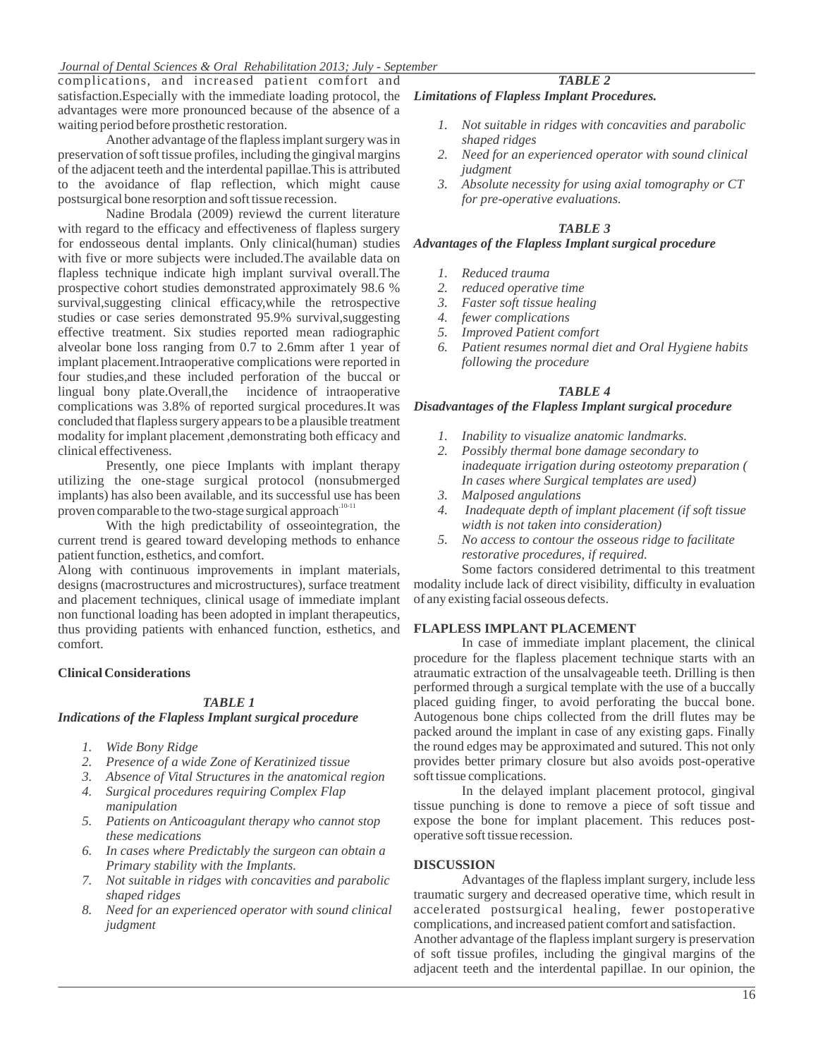complications, and increased patient comfort and satisfaction.Especially with the immediate loading protocol, the advantages were more pronounced because of the absence of a waiting period before prosthetic restoration.

Another advantage of the flapless implant surgery was in preservation of soft tissue profiles, including the gingival margins of the adjacent teeth and the interdental papillae.This is attributed to the avoidance of flap reflection, which might cause postsurgical bone resorption and soft tissue recession.

Nadine Brodala (2009) reviewd the current literature with regard to the efficacy and effectiveness of flapless surgery for endosseous dental implants. Only clinical(human) studies with five or more subjects were included.The available data on flapless technique indicate high implant survival overall.The prospective cohort studies demonstrated approximately 98.6 % survival,suggesting clinical efficacy,while the retrospective studies or case series demonstrated 95.9% survival,suggesting effective treatment. Six studies reported mean radiographic alveolar bone loss ranging from 0.7 to 2.6mm after 1 year of implant placement.Intraoperative complications were reported in four studies,and these included perforation of the buccal or lingual bony plate.Overall,the incidence of intraoperative complications was 3.8% of reported surgical procedures.It was concluded that flapless surgery appears to be a plausible treatment modality for implant placement ,demonstrating both efficacy and clinical effectiveness.

Presently, one piece Implants with implant therapy utilizing the one-stage surgical protocol (nonsubmerged implants) has also been available, and its successful use has been proven comparable to the two-stage surgical approach[10-11]

With the high predictability of osseointegration, the current trend is geared toward developing methods to enhance patient function, esthetics, and comfort.

Along with continuous improvements in implant materials, designs (macrostructures and microstructures), surface treatment and placement techniques, clinical usage of immediate implant non functional loading has been adopted in implant therapeutics, thus providing patients with enhanced function, esthetics, and comfort.

**Clinical Considerations**

***TABLE 1***

***Indications of the Flapless Implant surgical procedure***

1. *Wide Bony Ridge*
2. *Presence of a wide Zone of Keratinized tissue*
3. *Absence of Vital Structures in the anatomical region*
4. *Surgical procedures requiring Complex Flap manipulation*
5. *Patients on Anticoagulant therapy who cannot stop these medications*
6. *In cases where Predictably the surgeon can obtain a Primary stability with the Implants.*
7. *Not suitable in ridges with concavities and parabolic shaped ridges*
8. *Need for an experienced operator with sound clinical judgment*

***TABLE 2***

***Limitations of Flapless Implant Procedures.***

1. *Not suitable in ridges with concavities and parabolic shaped ridges*
2. *Need for an experienced operator with sound clinical judgment*
3. *Absolute necessity for using axial tomography or CT for pre-operative evaluations.*

***TABLE 3***

***Advantages of the Flapless Implant surgical procedure***

1. *Reduced trauma*
2. *reduced operative time*
3. *Faster soft tissue healing*
4. *fewer complications*
5. *Improved Patient comfort*
6. *Patient resumes normal diet and Oral Hygiene habits following the procedure*

***TABLE 4***

***Disadvantages of the Flapless Implant surgical procedure***

1. *Inability to visualize anatomic landmarks.*
2. *Possibly thermal bone damage secondary to inadequate irrigation during osteotomy preparation ( In cases where Surgical templates are used)*
3. *Malposed angulations*
4. *Inadequate depth of implant placement (if soft tissue width is not taken into consideration)*
5. *No access to contour the osseous ridge to facilitate restorative procedures, if required.*

Some factors considered detrimental to this treatment modality include lack of direct visibility, difficulty in evaluation of any existing facial osseous defects.

**FLAPLESS IMPLANT PLACEMENT**

In case of immediate implant placement, the clinical procedure for the flapless placement technique starts with an atraumatic extraction of the unsalvageable teeth. Drilling is then performed through a surgical template with the use of a buccally placed guiding finger, to avoid perforating the buccal bone. Autogenous bone chips collected from the drill flutes may be packed around the implant in case of any existing gaps. Finally the round edges may be approximated and sutured. This not only provides better primary closure but also avoids post-operative soft tissue complications.

In the delayed implant placement protocol, gingival tissue punching is done to remove a piece of soft tissue and expose the bone for implant placement. This reduces post-operative soft tissue recession.

**DISCUSSION**

Advantages of the flapless implant surgery, include less traumatic surgery and decreased operative time, which result in accelerated postsurgical healing, fewer postoperative complications, and increased patient comfort and satisfaction.

Another advantage of the flapless implant surgery is preservation of soft tissue profiles, including the gingival margins of the adjacent teeth and the interdental papillae. In our opinion, the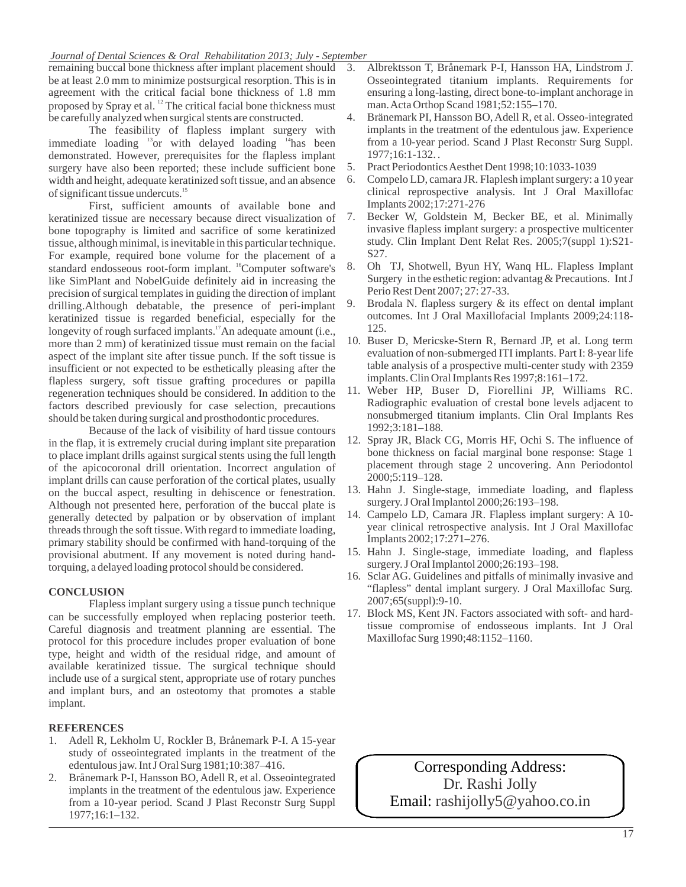remaining buccal bone thickness after implant placement should be at least 2.0 mm to minimize postsurgical resorption. This is in agreement with the critical facial bone thickness of 1.8 mm proposed by Spray et al. [12] The critical facial bone thickness must be carefully analyzed when surgical stents are constructed.

The feasibility of flapless implant surgery with immediate loading [13] or with delayed loading [14] has been demonstrated. However, prerequisites for the flapless implant surgery have also been reported; these include sufficient bone width and height, adequate keratinized soft tissue, and an absence of significant tissue undercuts.[15]

First, sufficient amounts of available bone and keratinized tissue are necessary because direct visualization of bone topography is limited and sacrifice of some keratinized tissue, although minimal, is inevitable in this particular technique. For example, required bone volume for the placement of a standard endosseous root-form implant. [16] Computer software's like SimPlant and NobelGuide definitely aid in increasing the precision of surgical templates in guiding the direction of implant drilling.Although debatable, the presence of peri-implant keratinized tissue is regarded beneficial, especially for the longevity of rough surfaced implants.[17] An adequate amount (i.e., more than 2 mm) of keratinized tissue must remain on the facial aspect of the implant site after tissue punch. If the soft tissue is insufficient or not expected to be esthetically pleasing after the flapless surgery, soft tissue grafting procedures or papilla regeneration techniques should be considered. In addition to the factors described previously for case selection, precautions should be taken during surgical and prosthodontic procedures.

Because of the lack of visibility of hard tissue contours in the flap, it is extremely crucial during implant site preparation to place implant drills against surgical stents using the full length of the apicocoronal drill orientation. Incorrect angulation of implant drills can cause perforation of the cortical plates, usually on the buccal aspect, resulting in dehiscence or fenestration. Although not presented here, perforation of the buccal plate is generally detected by palpation or by observation of implant threads through the soft tissue. With regard to immediate loading, primary stability should be confirmed with hand-torquing of the provisional abutment. If any movement is noted during hand-torquing, a delayed loading protocol should be considered.

## CONCLUSION

Flapless implant surgery using a tissue punch technique can be successfully employed when replacing posterior teeth. Careful diagnosis and treatment planning are essential. The protocol for this procedure includes proper evaluation of bone type, height and width of the residual ridge, and amount of available keratinized tissue. The surgical technique should include use of a surgical stent, appropriate use of rotary punches and implant burs, and an osteotomy that promotes a stable implant.

## REFERENCES

1. Adell R, Lekholm U, Rockler B, Brånemark P-I. A 15-year study of osseointegrated implants in the treatment of the edentulous jaw. Int J Oral Surg 1981;10:387–416.
2. Brånemark P-I, Hansson BO, Adell R, et al. Osseointegrated implants in the treatment of the edentulous jaw. Experience from a 10-year period. Scand J Plast Reconstr Surg Suppl 1977;16:1–132.
3. Albrektsson T, Brånemark P-I, Hansson HA, Lindstrom J. Osseointegrated titanium implants. Requirements for ensuring a long-lasting, direct bone-to-implant anchorage in man. Acta Orthop Scand 1981;52:155–170.
4. Bränemark PI, Hansson BO, Adell R, et al. Osseo-integrated implants in the treatment of the edentulous jaw. Experience from a 10-year period. Scand J Plast Reconstr Surg Suppl. 1977;16:1-132. .
5. Pract Periodontics Aesthet Dent 1998;10:1033-1039
6. Compelo LD, camara JR. Flaplesh implant surgery: a 10 year clinical reprospective analysis. Int J Oral Maxillofac Implants 2002;17:271-276
7. Becker W, Goldstein M, Becker BE, et al. Minimally invasive flapless implant surgery: a prospective multicenter study. Clin Implant Dent Relat Res. 2005;7(suppl 1):S21-S27.
8. Oh TJ, Shotwell, Byun HY, Wanq HL. Flapless Implant Surgery in the esthetic region: advantag & Precautions. Int J Perio Rest Dent 2007; 27: 27-33.
9. Brodala N. flapless surgery & its effect on dental implant outcomes. Int J Oral Maxillofacial Implants 2009;24:118-125.
10. Buser D, Mericske-Stern R, Bernard JP, et al. Long term evaluation of non-submerged ITI implants. Part I: 8-year life table analysis of a prospective multi-center study with 2359 implants. Clin Oral Implants Res 1997;8:161–172.
11. Weber HP, Buser D, Fiorellini JP, Williams RC. Radiographic evaluation of crestal bone levels adjacent to nonsubmerged titanium implants. Clin Oral Implants Res 1992;3:181–188.
12. Spray JR, Black CG, Morris HF, Ochi S. The influence of bone thickness on facial marginal bone response: Stage 1 placement through stage 2 uncovering. Ann Periodontol 2000;5:119–128.
13. Hahn J. Single-stage, immediate loading, and flapless surgery. J Oral Implantol 2000;26:193–198.
14. Campelo LD, Camara JR. Flapless implant surgery: A 10-year clinical retrospective analysis. Int J Oral Maxillofac Implants 2002;17:271–276.
15. Hahn J. Single-stage, immediate loading, and flapless surgery. J Oral Implantol 2000;26:193–198.
16. Sclar AG. Guidelines and pitfalls of minimally invasive and "flapless" dental implant surgery. J Oral Maxillofac Surg. 2007;65(suppl):9-10.
17. Block MS, Kent JN. Factors associated with soft- and hard-tissue compromise of endosseous implants. Int J Oral Maxillofac Surg 1990;48:1152–1160.

Corresponding Address:
Dr. Rashi Jolly
Email: rashijolly5@yahoo.co.in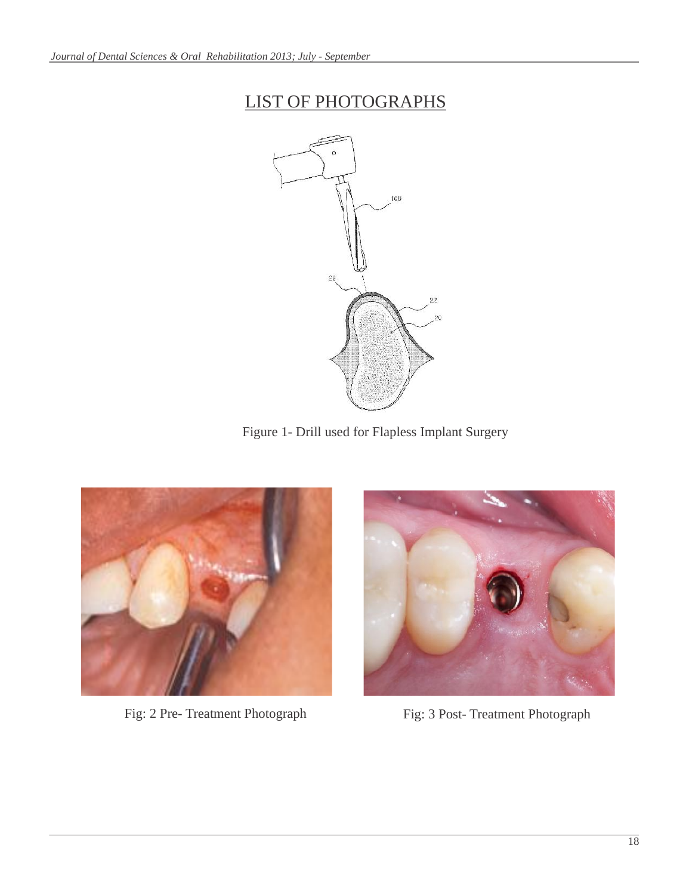## LIST OF PHOTOGRAPHS

Figure 1- Drill used for Flapless Implant Surgery

Fig: 2 Pre- Treatment Photograph

Fig: 3 Post- Treatment Photograph